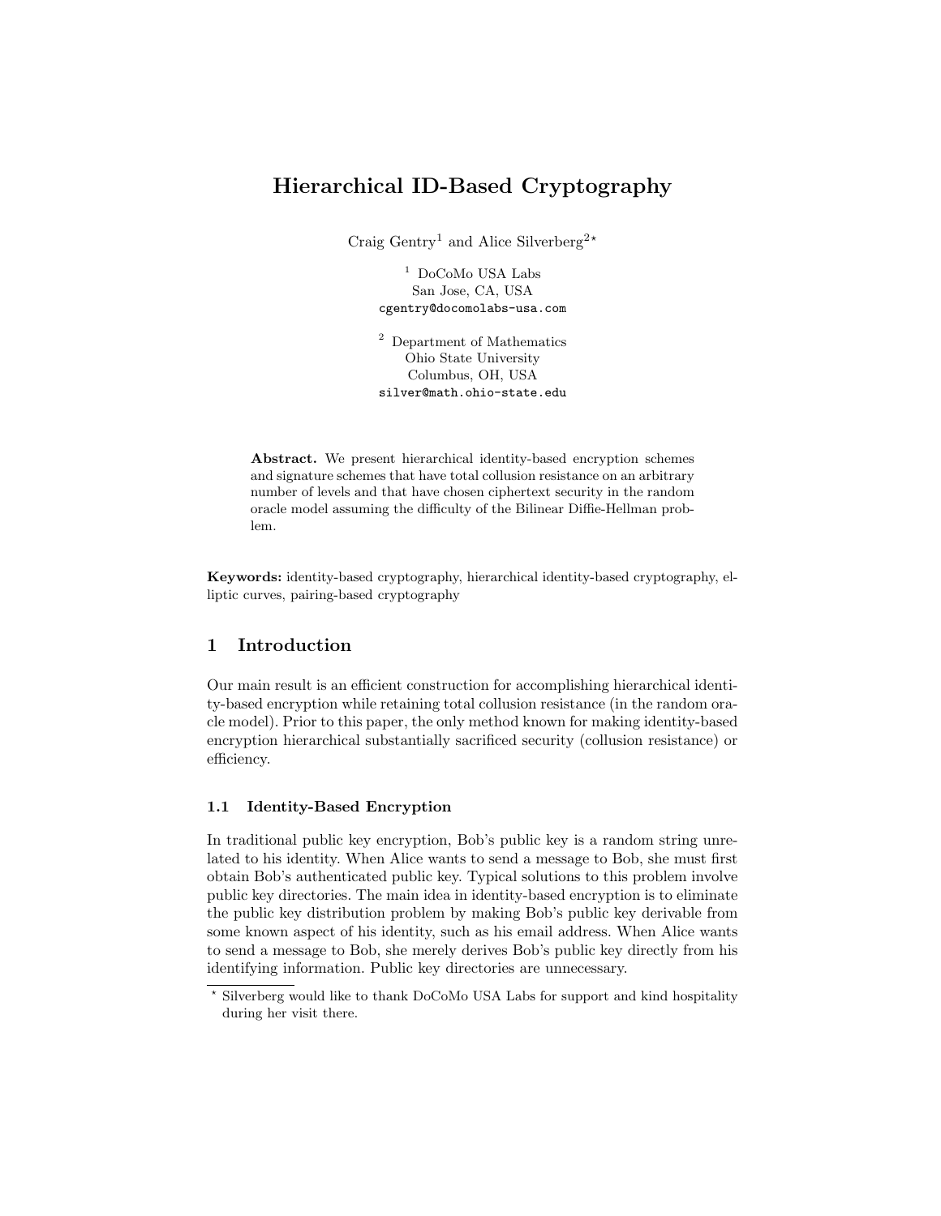# Hierarchical ID-Based Cryptography

Craig Gentry[1] and Alice Silverberg[2]*

[1] DoCoMo USA Labs  
San Jose, CA, USA  
cgentry@docomolabs-usa.com

[2] Department of Mathematics  
Ohio State University  
Columbus, OH, USA  
silver@math.ohio-state.edu

**Abstract.** We present hierarchical identity-based encryption schemes and signature schemes that have total collusion resistance on an arbitrary number of levels and that have chosen ciphertext security in the random oracle model assuming the difficulty of the Bilinear Diffie-Hellman problem.

**Keywords:** identity-based cryptography, hierarchical identity-based cryptography, elliptic curves, pairing-based cryptography

## 1 Introduction

Our main result is an efficient construction for accomplishing hierarchical identity-based encryption while retaining total collusion resistance (in the random oracle model). Prior to this paper, the only method known for making identity-based encryption hierarchical substantially sacrificed security (collusion resistance) or efficiency.

### 1.1 Identity-Based Encryption

In traditional public key encryption, Bob's public key is a random string unrelated to his identity. When Alice wants to send a message to Bob, she must first obtain Bob's authenticated public key. Typical solutions to this problem involve public key directories. The main idea in identity-based encryption is to eliminate the public key distribution problem by making Bob's public key derivable from some known aspect of his identity, such as his email address. When Alice wants to send a message to Bob, she merely derives Bob's public key directly from his identifying information. Public key directories are unnecessary.

* Silverberg would like to thank DoCoMo USA Labs for support and kind hospitality during her visit there.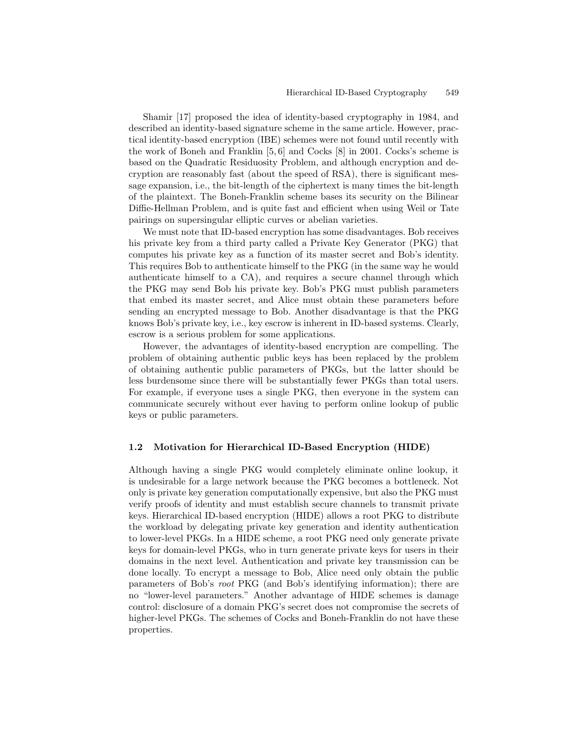Shamir [17] proposed the idea of identity-based cryptography in 1984, and described an identity-based signature scheme in the same article. However, practical identity-based encryption (IBE) schemes were not found until recently with the work of Boneh and Franklin [5, 6] and Cocks [8] in 2001. Cocks's scheme is based on the Quadratic Residuosity Problem, and although encryption and decryption are reasonably fast (about the speed of RSA), there is significant message expansion, i.e., the bit-length of the ciphertext is many times the bit-length of the plaintext. The Boneh-Franklin scheme bases its security on the Bilinear Diffie-Hellman Problem, and is quite fast and efficient when using Weil or Tate pairings on supersingular elliptic curves or abelian varieties.

We must note that ID-based encryption has some disadvantages. Bob receives his private key from a third party called a Private Key Generator (PKG) that computes his private key as a function of its master secret and Bob's identity. This requires Bob to authenticate himself to the PKG (in the same way he would authenticate himself to a CA), and requires a secure channel through which the PKG may send Bob his private key. Bob's PKG must publish parameters that embed its master secret, and Alice must obtain these parameters before sending an encrypted message to Bob. Another disadvantage is that the PKG knows Bob's private key, i.e., key escrow is inherent in ID-based systems. Clearly, escrow is a serious problem for some applications.

However, the advantages of identity-based encryption are compelling. The problem of obtaining authentic public keys has been replaced by the problem of obtaining authentic public parameters of PKGs, but the latter should be less burdensome since there will be substantially fewer PKGs than total users. For example, if everyone uses a single PKG, then everyone in the system can communicate securely without ever having to perform online lookup of public keys or public parameters.

### 1.2 Motivation for Hierarchical ID-Based Encryption (HIDE)

Although having a single PKG would completely eliminate online lookup, it is undesirable for a large network because the PKG becomes a bottleneck. Not only is private key generation computationally expensive, but also the PKG must verify proofs of identity and must establish secure channels to transmit private keys. Hierarchical ID-based encryption (HIDE) allows a root PKG to distribute the workload by delegating private key generation and identity authentication to lower-level PKGs. In a HIDE scheme, a root PKG need only generate private keys for domain-level PKGs, who in turn generate private keys for users in their domains in the next level. Authentication and private key transmission can be done locally. To encrypt a message to Bob, Alice need only obtain the public parameters of Bob's *root* PKG (and Bob's identifying information); there are no "lower-level parameters." Another advantage of HIDE schemes is damage control: disclosure of a domain PKG's secret does not compromise the secrets of higher-level PKGs. The schemes of Cocks and Boneh-Franklin do not have these properties.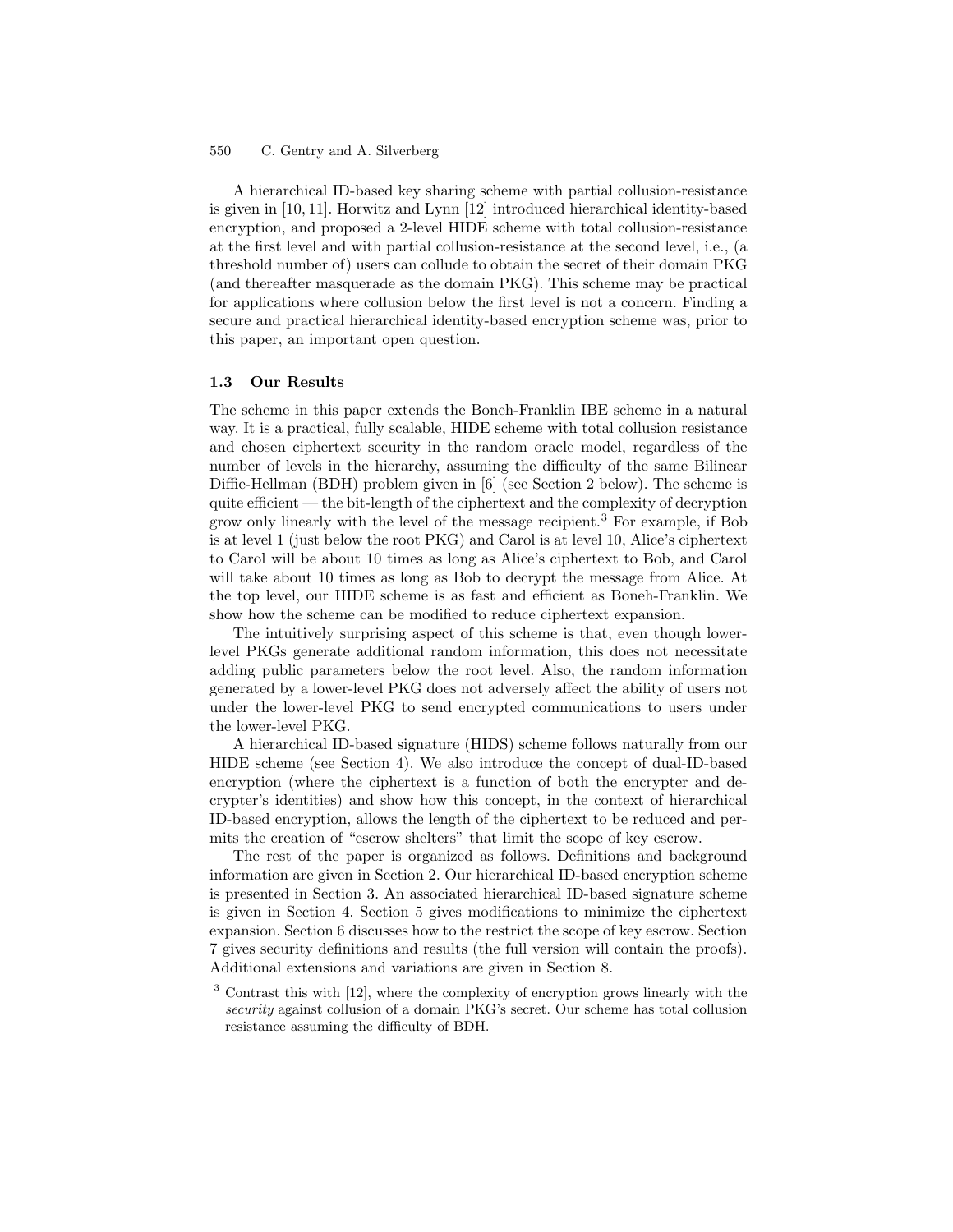A hierarchical ID-based key sharing scheme with partial collusion-resistance is given in [10, 11]. Horwitz and Lynn [12] introduced hierarchical identity-based encryption, and proposed a 2-level HIDE scheme with total collusion-resistance at the first level and with partial collusion-resistance at the second level, i.e., (a threshold number of) users can collude to obtain the secret of their domain PKG (and thereafter masquerade as the domain PKG). This scheme may be practical for applications where collusion below the first level is not a concern. Finding a secure and practical hierarchical identity-based encryption scheme was, prior to this paper, an important open question.

### 1.3 Our Results

The scheme in this paper extends the Boneh-Franklin IBE scheme in a natural way. It is a practical, fully scalable, HIDE scheme with total collusion resistance and chosen ciphertext security in the random oracle model, regardless of the number of levels in the hierarchy, assuming the difficulty of the same Bilinear Diffie-Hellman (BDH) problem given in [6] (see Section 2 below). The scheme is quite efficient — the bit-length of the ciphertext and the complexity of decryption grow only linearly with the level of the message recipient.[3] For example, if Bob is at level 1 (just below the root PKG) and Carol is at level 10, Alice's ciphertext to Carol will be about 10 times as long as Alice's ciphertext to Bob, and Carol will take about 10 times as long as Bob to decrypt the message from Alice. At the top level, our HIDE scheme is as fast and efficient as Boneh-Franklin. We show how the scheme can be modified to reduce ciphertext expansion.

The intuitively surprising aspect of this scheme is that, even though lower-level PKGs generate additional random information, this does not necessitate adding public parameters below the root level. Also, the random information generated by a lower-level PKG does not adversely affect the ability of users not under the lower-level PKG to send encrypted communications to users under the lower-level PKG.

A hierarchical ID-based signature (HIDS) scheme follows naturally from our HIDE scheme (see Section 4). We also introduce the concept of dual-ID-based encryption (where the ciphertext is a function of both the encrypter and decrypter's identities) and show how this concept, in the context of hierarchical ID-based encryption, allows the length of the ciphertext to be reduced and permits the creation of "escrow shelters" that limit the scope of key escrow.

The rest of the paper is organized as follows. Definitions and background information are given in Section 2. Our hierarchical ID-based encryption scheme is presented in Section 3. An associated hierarchical ID-based signature scheme is given in Section 4. Section 5 gives modifications to minimize the ciphertext expansion. Section 6 discusses how to the restrict the scope of key escrow. Section 7 gives security definitions and results (the full version will contain the proofs). Additional extensions and variations are given in Section 8.

[3] Contrast this with [12], where the complexity of encryption grows linearly with the *security* against collusion of a domain PKG's secret. Our scheme has total collusion resistance assuming the difficulty of BDH.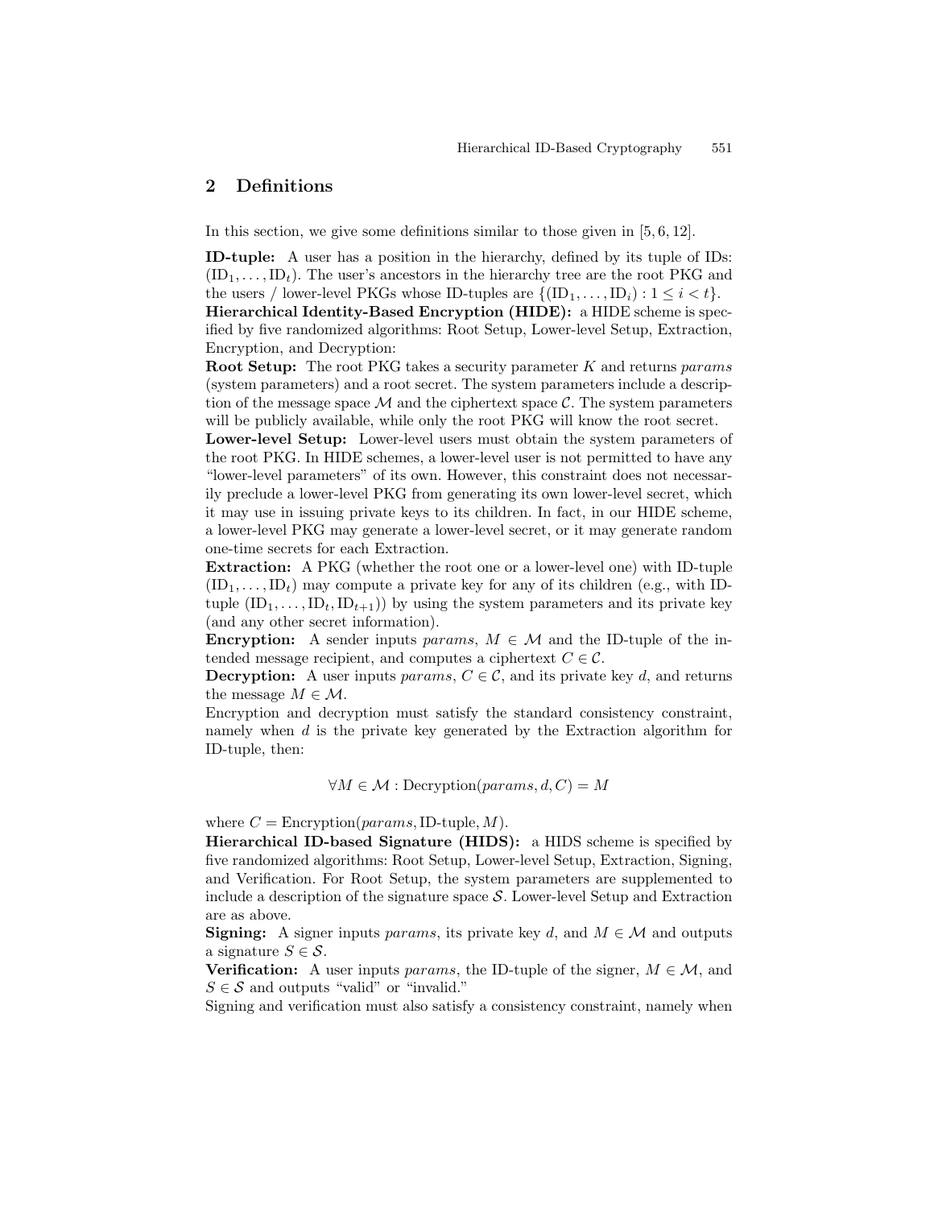## 2 Definitions

In this section, we give some definitions similar to those given in [5, 6, 12].

**ID-tuple:** A user has a position in the hierarchy, defined by its tuple of IDs: $(\mathrm{ID}_1, \ldots, \mathrm{ID}_t)$. The user's ancestors in the hierarchy tree are the root PKG and the users / lower-level PKGs whose ID-tuples are $\{(\mathrm{ID}_1, \ldots, \mathrm{ID}_i) : 1 \leq i < t\}$.

**Hierarchical Identity-Based Encryption (HIDE):** a HIDE scheme is specified by five randomized algorithms: Root Setup, Lower-level Setup, Extraction, Encryption, and Decryption:

**Root Setup:** The root PKG takes a security parameter $K$ and returns *params* (system parameters) and a root secret. The system parameters include a description of the message space $\mathcal{M}$ and the ciphertext space $\mathcal{C}$. The system parameters will be publicly available, while only the root PKG will know the root secret.

**Lower-level Setup:** Lower-level users must obtain the system parameters of the root PKG. In HIDE schemes, a lower-level user is not permitted to have any "lower-level parameters" of its own. However, this constraint does not necessarily preclude a lower-level PKG from generating its own lower-level secret, which it may use in issuing private keys to its children. In fact, in our HIDE scheme, a lower-level PKG may generate a lower-level secret, or it may generate random one-time secrets for each Extraction.

**Extraction:** A PKG (whether the root one or a lower-level one) with ID-tuple $(\mathrm{ID}_1, \ldots, \mathrm{ID}_t)$ may compute a private key for any of its children (e.g., with ID-tuple $(\mathrm{ID}_1, \ldots, \mathrm{ID}_t, \mathrm{ID}_{t+1})$) by using the system parameters and its private key (and any other secret information).

**Encryption:** A sender inputs *params*, $M \in \mathcal{M}$ and the ID-tuple of the intended message recipient, and computes a ciphertext $C \in \mathcal{C}$.

**Decryption:** A user inputs *params*, $C \in \mathcal{C}$, and its private key $d$, and returns the message $M \in \mathcal{M}$.

Encryption and decryption must satisfy the standard consistency constraint, namely when $d$ is the private key generated by the Extraction algorithm for ID-tuple, then:

$$\forall M \in \mathcal{M} : \mathrm{Decryption}(params, d, C) = M$$

where $C = \mathrm{Encryption}(params, \text{ID-tuple}, M)$.

**Hierarchical ID-based Signature (HIDS):** a HIDS scheme is specified by five randomized algorithms: Root Setup, Lower-level Setup, Extraction, Signing, and Verification. For Root Setup, the system parameters are supplemented to include a description of the signature space $\mathcal{S}$. Lower-level Setup and Extraction are as above.

**Signing:** A signer inputs *params*, its private key $d$, and $M \in \mathcal{M}$ and outputs a signature $S \in \mathcal{S}$.

**Verification:** A user inputs *params*, the ID-tuple of the signer, $M \in \mathcal{M}$, and $S \in \mathcal{S}$ and outputs "valid" or "invalid."

Signing and verification must also satisfy a consistency constraint, namely when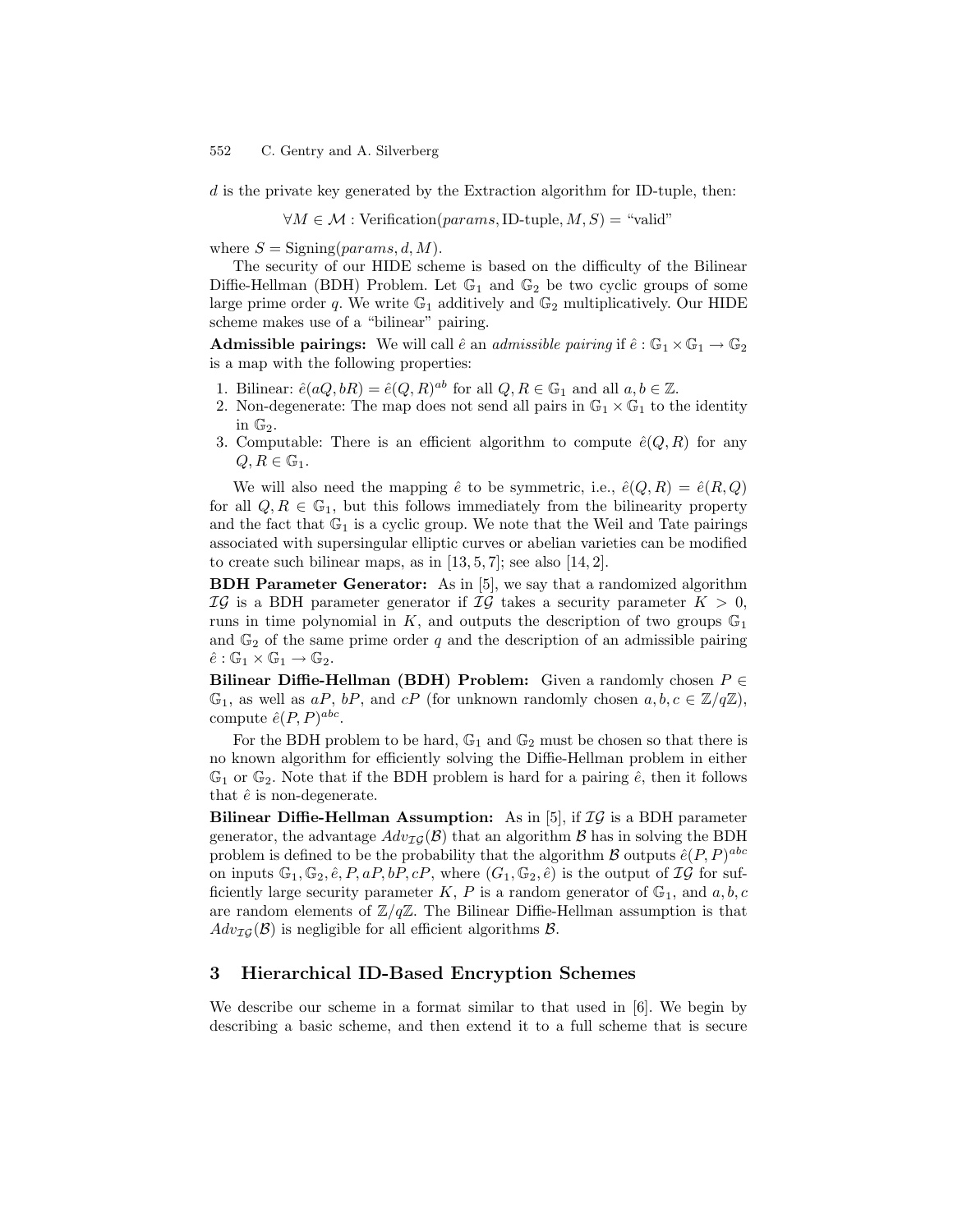$d$ is the private key generated by the Extraction algorithm for ID-tuple, then:

$$\forall M \in \mathcal{M} : \text{Verification}(params, \text{ID-tuple}, M, S) = \text{“valid”}$$

where $S = \text{Signing}(params, d, M)$.

The security of our HIDE scheme is based on the difficulty of the Bilinear Diffie-Hellman (BDH) Problem. Let $\mathbb{G}_1$ and $\mathbb{G}_2$ be two cyclic groups of some large prime order $q$. We write $\mathbb{G}_1$ additively and $\mathbb{G}_2$ multiplicatively. Our HIDE scheme makes use of a "bilinear" pairing.

**Admissible pairings:** We will call $\hat{e}$ an *admissible pairing* if $\hat{e} : \mathbb{G}_1 \times \mathbb{G}_1 \to \mathbb{G}_2$ is a map with the following properties:

1. Bilinear: $\hat{e}(aQ, bR) = \hat{e}(Q, R)^{ab}$ for all $Q, R \in \mathbb{G}_1$ and all $a, b \in \mathbb{Z}$.
2. Non-degenerate: The map does not send all pairs in $\mathbb{G}_1 \times \mathbb{G}_1$ to the identity in $\mathbb{G}_2$.
3. Computable: There is an efficient algorithm to compute $\hat{e}(Q, R)$ for any $Q, R \in \mathbb{G}_1$.

We will also need the mapping $\hat{e}$ to be symmetric, i.e., $\hat{e}(Q, R) = \hat{e}(R, Q)$ for all $Q, R \in \mathbb{G}_1$, but this follows immediately from the bilinearity property and the fact that $\mathbb{G}_1$ is a cyclic group. We note that the Weil and Tate pairings associated with supersingular elliptic curves or abelian varieties can be modified to create such bilinear maps, as in [13, 5, 7]; see also [14, 2].

**BDH Parameter Generator:** As in [5], we say that a randomized algorithm $\mathcal{IG}$ is a BDH parameter generator if $\mathcal{IG}$ takes a security parameter $K > 0$, runs in time polynomial in $K$, and outputs the description of two groups $\mathbb{G}_1$ and $\mathbb{G}_2$ of the same prime order $q$ and the description of an admissible pairing $\hat{e} : \mathbb{G}_1 \times \mathbb{G}_1 \to \mathbb{G}_2$.

**Bilinear Diffie-Hellman (BDH) Problem:** Given a randomly chosen $P \in \mathbb{G}_1$, as well as $aP$, $bP$, and $cP$ (for unknown randomly chosen $a, b, c \in \mathbb{Z}/q\mathbb{Z}$), compute $\hat{e}(P, P)^{abc}$.

For the BDH problem to be hard, $\mathbb{G}_1$ and $\mathbb{G}_2$ must be chosen so that there is no known algorithm for efficiently solving the Diffie-Hellman problem in either $\mathbb{G}_1$ or $\mathbb{G}_2$. Note that if the BDH problem is hard for a pairing $\hat{e}$, then it follows that $\hat{e}$ is non-degenerate.

**Bilinear Diffie-Hellman Assumption:** As in [5], if $\mathcal{IG}$ is a BDH parameter generator, the advantage $Adv_{\mathcal{IG}}(\mathcal{B})$ that an algorithm $\mathcal{B}$ has in solving the BDH problem is defined to be the probability that the algorithm $\mathcal{B}$ outputs $\hat{e}(P, P)^{abc}$ on inputs $\mathbb{G}_1, \mathbb{G}_2, \hat{e}, P, aP, bP, cP$, where $(G_1, \mathbb{G}_2, \hat{e})$ is the output of $\mathcal{IG}$ for sufficiently large security parameter $K$, $P$ is a random generator of $\mathbb{G}_1$, and $a, b, c$ are random elements of $\mathbb{Z}/q\mathbb{Z}$. The Bilinear Diffie-Hellman assumption is that $Adv_{\mathcal{IG}}(\mathcal{B})$ is negligible for all efficient algorithms $\mathcal{B}$.

## 3 Hierarchical ID-Based Encryption Schemes

We describe our scheme in a format similar to that used in [6]. We begin by describing a basic scheme, and then extend it to a full scheme that is secure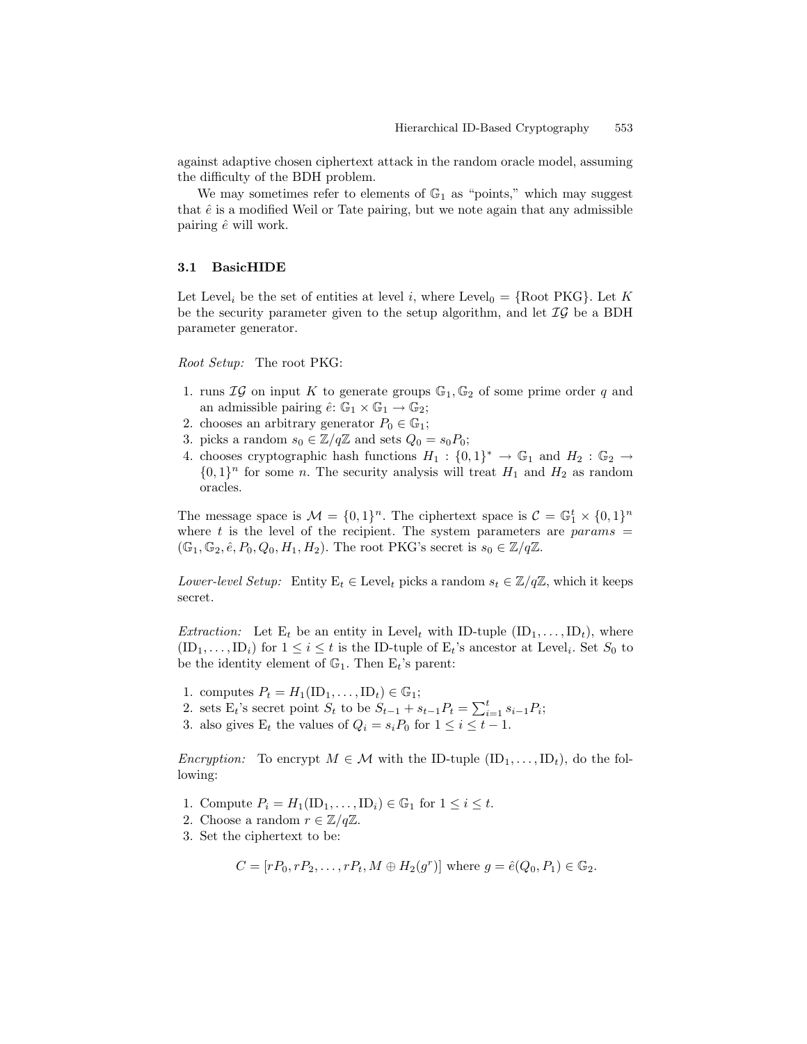against adaptive chosen ciphertext attack in the random oracle model, assuming the difficulty of the BDH problem.

We may sometimes refer to elements of $\mathbb{G}_1$ as "points," which may suggest that $\hat{e}$ is a modified Weil or Tate pairing, but we note again that any admissible pairing $\hat{e}$ will work.

### 3.1 BasicHIDE

Let $\text{Level}_i$ be the set of entities at level $i$, where $\text{Level}_0 = \{\text{Root PKG}\}$. Let $K$ be the security parameter given to the setup algorithm, and let $\mathcal{IG}$ be a BDH parameter generator.

*Root Setup:* The root PKG:

1. runs $\mathcal{IG}$ on input $K$ to generate groups $\mathbb{G}_1, \mathbb{G}_2$ of some prime order $q$ and an admissible pairing $\hat{e}$: $\mathbb{G}_1 \times \mathbb{G}_1 \to \mathbb{G}_2$;
2. chooses an arbitrary generator $P_0 \in \mathbb{G}_1$;
3. picks a random $s_0 \in \mathbb{Z}/q\mathbb{Z}$ and sets $Q_0 = s_0 P_0$;
4. chooses cryptographic hash functions $H_1 : \{0,1\}^* \to \mathbb{G}_1$ and $H_2 : \mathbb{G}_2 \to \{0,1\}^n$ for some $n$. The security analysis will treat $H_1$ and $H_2$ as random oracles.

The message space is $\mathcal{M} = \{0,1\}^n$. The ciphertext space is $\mathcal{C} = \mathbb{G}_1^t \times \{0,1\}^n$ where $t$ is the level of the recipient. The system parameters are $params = (\mathbb{G}_1, \mathbb{G}_2, \hat{e}, P_0, Q_0, H_1, H_2)$. The root PKG's secret is $s_0 \in \mathbb{Z}/q\mathbb{Z}$.

*Lower-level Setup:* Entity $\text{E}_t \in \text{Level}_t$ picks a random $s_t \in \mathbb{Z}/q\mathbb{Z}$, which it keeps secret.

*Extraction:* Let $\text{E}_t$ be an entity in $\text{Level}_t$ with ID-tuple $(\text{ID}_1, \ldots, \text{ID}_t)$, where $(\text{ID}_1, \ldots, \text{ID}_i)$ for $1 \le i \le t$ is the ID-tuple of $\text{E}_t$'s ancestor at $\text{Level}_i$. Set $S_0$ to be the identity element of $\mathbb{G}_1$. Then $\text{E}_t$'s parent:

1. computes $P_t = H_1(\text{ID}_1, \ldots, \text{ID}_t) \in \mathbb{G}_1$;
2. sets $\text{E}_t$'s secret point $S_t$ to be $S_{t-1} + s_{t-1} P_t = \sum_{i=1}^{t} s_{i-1} P_i$;
3. also gives $\text{E}_t$ the values of $Q_i = s_i P_0$ for $1 \le i \le t-1$.

*Encryption:* To encrypt $M \in \mathcal{M}$ with the ID-tuple $(\text{ID}_1, \ldots, \text{ID}_t)$, do the following:

1. Compute $P_i = H_1(\text{ID}_1, \ldots, \text{ID}_i) \in \mathbb{G}_1$ for $1 \le i \le t$.
2. Choose a random $r \in \mathbb{Z}/q\mathbb{Z}$.
3. Set the ciphertext to be:

$$C = [rP_0, rP_2, \ldots, rP_t, M \oplus H_2(g^r)] \text{ where } g = \hat{e}(Q_0, P_1) \in \mathbb{G}_2.$$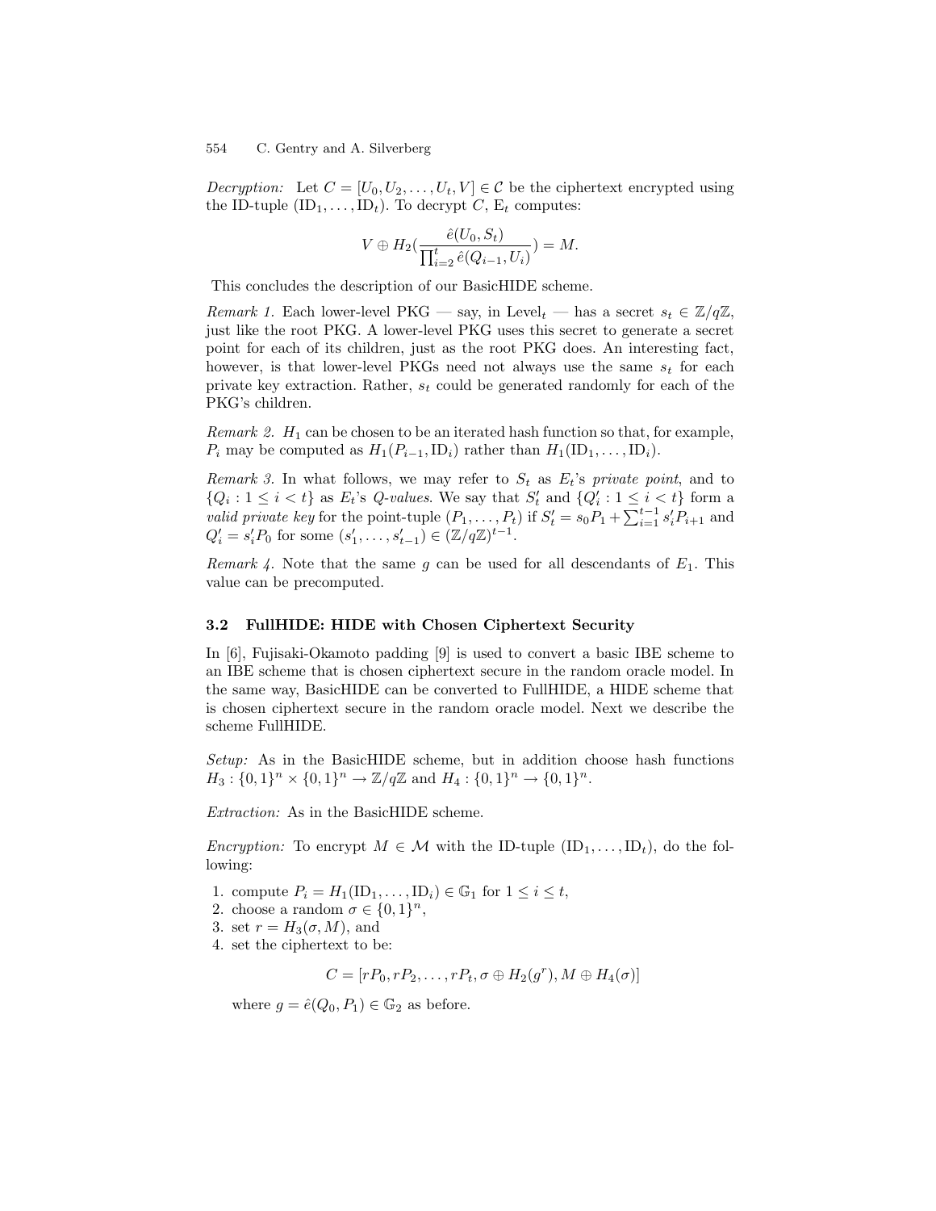*Decryption:* Let $C = [U_0, U_2, \ldots, U_t, V] \in \mathcal{C}$ be the ciphertext encrypted using the ID-tuple $(\text{ID}_1, \ldots, \text{ID}_t)$. To decrypt $C$, $\text{E}_t$ computes:

$$V \oplus H_2\left(\frac{\hat{e}(U_0, S_t)}{\prod_{i=2}^{t} \hat{e}(Q_{i-1}, U_i)}\right) = M.$$

This concludes the description of our BasicHIDE scheme.

*Remark 1.* Each lower-level PKG — say, in $\text{Level}_t$ — has a secret $s_t \in \mathbb{Z}/q\mathbb{Z}$, just like the root PKG. A lower-level PKG uses this secret to generate a secret point for each of its children, just as the root PKG does. An interesting fact, however, is that lower-level PKGs need not always use the same $s_t$ for each private key extraction. Rather, $s_t$ could be generated randomly for each of the PKG's children.

*Remark 2.* $H_1$ can be chosen to be an iterated hash function so that, for example, $P_i$ may be computed as $H_1(P_{i-1}, \text{ID}_i)$ rather than $H_1(\text{ID}_1, \ldots, \text{ID}_i)$.

*Remark 3.* In what follows, we may refer to $S_t$ as $E_t$'s *private point*, and to $\{Q_i : 1 \leq i < t\}$ as $E_t$'s *Q-values*. We say that $S'_t$ and $\{Q'_i : 1 \leq i < t\}$ form a *valid private key* for the point-tuple $(P_1, \ldots, P_t)$ if $S'_t = s_0 P_1 + \sum_{i=1}^{t-1} s'_i P_{i+1}$ and $Q'_i = s'_i P_0$ for some $(s'_1, \ldots, s'_{t-1}) \in (\mathbb{Z}/q\mathbb{Z})^{t-1}$.

*Remark 4.* Note that the same $g$ can be used for all descendants of $E_1$. This value can be precomputed.

### 3.2 FullHIDE: HIDE with Chosen Ciphertext Security

In [6], Fujisaki-Okamoto padding [9] is used to convert a basic IBE scheme to an IBE scheme that is chosen ciphertext secure in the random oracle model. In the same way, BasicHIDE can be converted to FullHIDE, a HIDE scheme that is chosen ciphertext secure in the random oracle model. Next we describe the scheme FullHIDE.

*Setup:* As in the BasicHIDE scheme, but in addition choose hash functions $H_3 : \{0,1\}^n \times \{0,1\}^n \to \mathbb{Z}/q\mathbb{Z}$ and $H_4 : \{0,1\}^n \to \{0,1\}^n$.

*Extraction:* As in the BasicHIDE scheme.

*Encryption:* To encrypt $M \in \mathcal{M}$ with the ID-tuple $(\text{ID}_1, \ldots, \text{ID}_t)$, do the following:

1. compute $P_i = H_1(\text{ID}_1, \ldots, \text{ID}_i) \in \mathbb{G}_1$ for $1 \leq i \leq t$,
2. choose a random $\sigma \in \{0,1\}^n$,
3. set $r = H_3(\sigma, M)$, and
4. set the ciphertext to be:

$$C = [rP_0, rP_2, \ldots, rP_t, \sigma \oplus H_2(g^r), M \oplus H_4(\sigma)]$$

where $g = \hat{e}(Q_0, P_1) \in \mathbb{G}_2$ as before.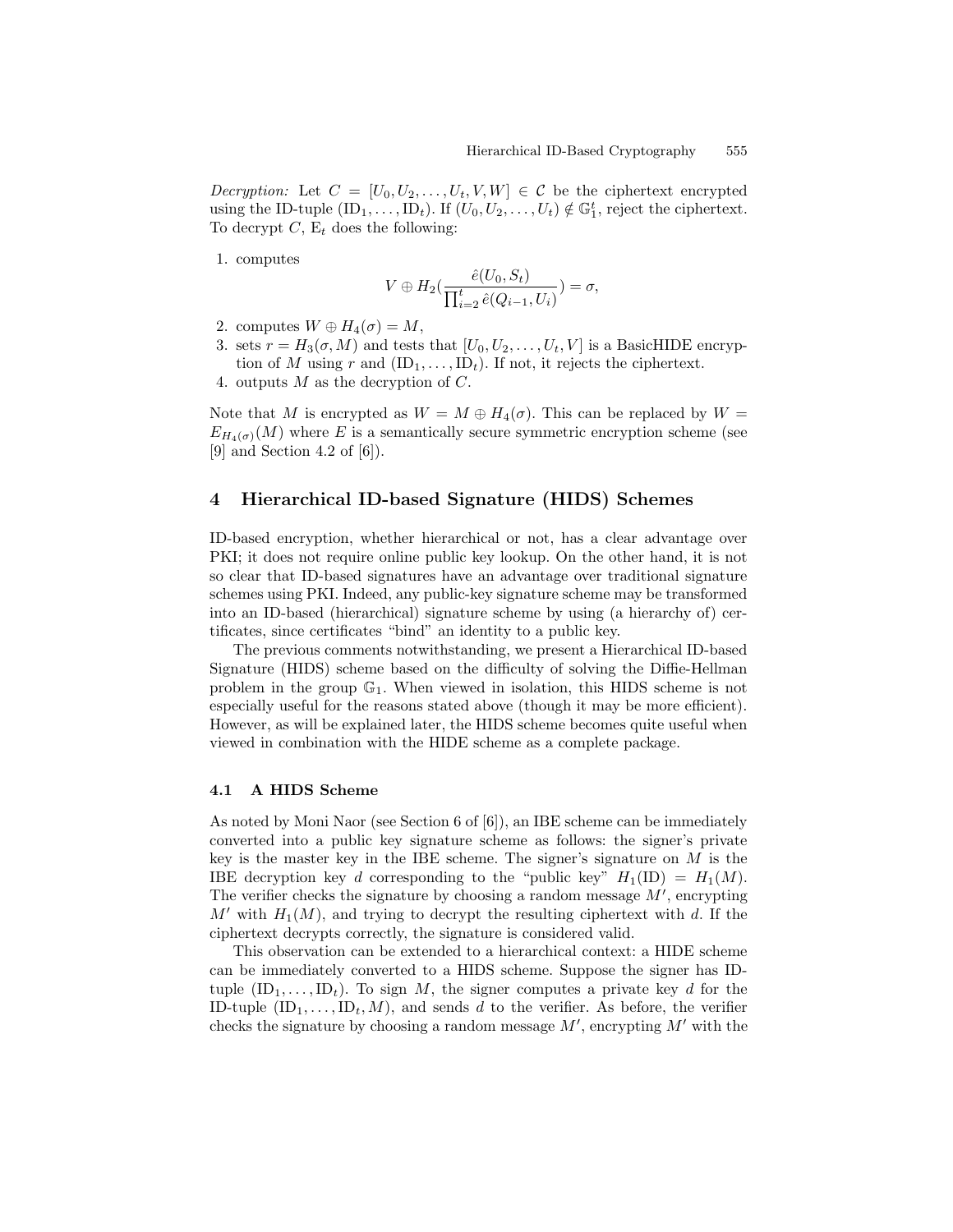*Decryption:* Let $C = [U_0, U_2, \ldots, U_t, V, W] \in \mathcal{C}$ be the ciphertext encrypted using the ID-tuple $(\mathrm{ID}_1, \ldots, \mathrm{ID}_t)$. If $(U_0, U_2, \ldots, U_t) \notin \mathbb{G}_1^t$, reject the ciphertext. To decrypt $C$, $\mathrm{E}_t$ does the following:

1. computes
$$V \oplus H_2\left(\frac{\hat{e}(U_0, S_t)}{\prod_{i=2}^{t} \hat{e}(Q_{i-1}, U_i)}\right) = \sigma,$$
2. computes $W \oplus H_4(\sigma) = M$,
3. sets $r = H_3(\sigma, M)$ and tests that $[U_0, U_2, \ldots, U_t, V]$ is a BasicHIDE encryption of $M$ using $r$ and $(\mathrm{ID}_1, \ldots, \mathrm{ID}_t)$. If not, it rejects the ciphertext.
4. outputs $M$ as the decryption of $C$.

Note that $M$ is encrypted as $W = M \oplus H_4(\sigma)$. This can be replaced by $W = E_{H_4(\sigma)}(M)$ where $E$ is a semantically secure symmetric encryption scheme (see [9] and Section 4.2 of [6]).

## 4 Hierarchical ID-based Signature (HIDS) Schemes

ID-based encryption, whether hierarchical or not, has a clear advantage over PKI; it does not require online public key lookup. On the other hand, it is not so clear that ID-based signatures have an advantage over traditional signature schemes using PKI. Indeed, any public-key signature scheme may be transformed into an ID-based (hierarchical) signature scheme by using (a hierarchy of) certificates, since certificates "bind" an identity to a public key.

The previous comments notwithstanding, we present a Hierarchical ID-based Signature (HIDS) scheme based on the difficulty of solving the Diffie-Hellman problem in the group $\mathbb{G}_1$. When viewed in isolation, this HIDS scheme is not especially useful for the reasons stated above (though it may be more efficient). However, as will be explained later, the HIDS scheme becomes quite useful when viewed in combination with the HIDE scheme as a complete package.

### 4.1 A HIDS Scheme

As noted by Moni Naor (see Section 6 of [6]), an IBE scheme can be immediately converted into a public key signature scheme as follows: the signer's private key is the master key in the IBE scheme. The signer's signature on $M$ is the IBE decryption key $d$ corresponding to the "public key" $H_1(\mathrm{ID}) = H_1(M)$. The verifier checks the signature by choosing a random message $M'$, encrypting $M'$ with $H_1(M)$, and trying to decrypt the resulting ciphertext with $d$. If the ciphertext decrypts correctly, the signature is considered valid.

This observation can be extended to a hierarchical context: a HIDE scheme can be immediately converted to a HIDS scheme. Suppose the signer has ID-tuple $(\mathrm{ID}_1, \ldots, \mathrm{ID}_t)$. To sign $M$, the signer computes a private key $d$ for the ID-tuple $(\mathrm{ID}_1, \ldots, \mathrm{ID}_t, M)$, and sends $d$ to the verifier. As before, the verifier checks the signature by choosing a random message $M'$, encrypting $M'$ with the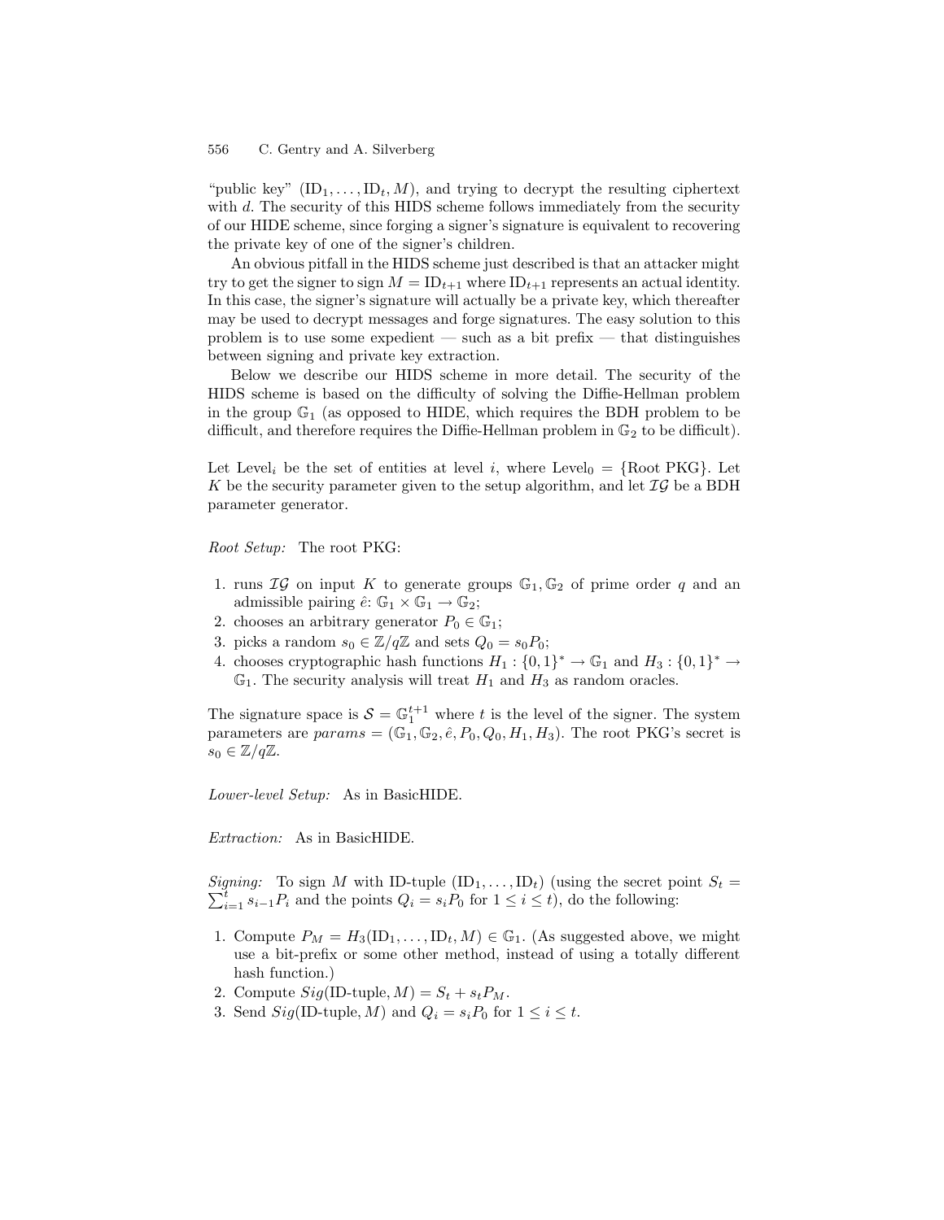"public key" $(\mathrm{ID}_1, \ldots, \mathrm{ID}_t, M)$, and trying to decrypt the resulting ciphertext with $d$. The security of this HIDS scheme follows immediately from the security of our HIDE scheme, since forging a signer's signature is equivalent to recovering the private key of one of the signer's children.

An obvious pitfall in the HIDS scheme just described is that an attacker might try to get the signer to sign $M = \mathrm{ID}_{t+1}$ where $\mathrm{ID}_{t+1}$ represents an actual identity. In this case, the signer's signature will actually be a private key, which thereafter may be used to decrypt messages and forge signatures. The easy solution to this problem is to use some expedient — such as a bit prefix — that distinguishes between signing and private key extraction.

Below we describe our HIDS scheme in more detail. The security of the HIDS scheme is based on the difficulty of solving the Diffie-Hellman problem in the group $\mathbb{G}_1$ (as opposed to HIDE, which requires the BDH problem to be difficult, and therefore requires the Diffie-Hellman problem in $\mathbb{G}_2$ to be difficult).

Let $\mathrm{Level}_i$ be the set of entities at level $i$, where $\mathrm{Level}_0 = \{\text{Root PKG}\}$. Let $K$ be the security parameter given to the setup algorithm, and let $\mathcal{IG}$ be a BDH parameter generator.

*Root Setup:* The root PKG:

1. runs $\mathcal{IG}$ on input $K$ to generate groups $\mathbb{G}_1, \mathbb{G}_2$ of prime order $q$ and an admissible pairing $\hat{e}\colon \mathbb{G}_1 \times \mathbb{G}_1 \to \mathbb{G}_2$;
2. chooses an arbitrary generator $P_0 \in \mathbb{G}_1$;
3. picks a random $s_0 \in \mathbb{Z}/q\mathbb{Z}$ and sets $Q_0 = s_0 P_0$;
4. chooses cryptographic hash functions $H_1 : \{0,1\}^* \to \mathbb{G}_1$ and $H_3 : \{0,1\}^* \to \mathbb{G}_1$. The security analysis will treat $H_1$ and $H_3$ as random oracles.

The signature space is $\mathcal{S} = \mathbb{G}_1^{t+1}$ where $t$ is the level of the signer. The system parameters are $params = (\mathbb{G}_1, \mathbb{G}_2, \hat{e}, P_0, Q_0, H_1, H_3)$. The root PKG's secret is $s_0 \in \mathbb{Z}/q\mathbb{Z}$.

*Lower-level Setup:* As in BasicHIDE.

*Extraction:* As in BasicHIDE.

*Signing:* To sign $M$ with ID-tuple $(\mathrm{ID}_1, \ldots, \mathrm{ID}_t)$ (using the secret point $S_t = \sum_{i=1}^{t} s_{i-1} P_i$ and the points $Q_i = s_i P_0$ for $1 \le i \le t$), do the following:

1. Compute $P_M = H_3(\mathrm{ID}_1, \ldots, \mathrm{ID}_t, M) \in \mathbb{G}_1$. (As suggested above, we might use a bit-prefix or some other method, instead of using a totally different hash function.)
2. Compute $Sig(\text{ID-tuple}, M) = S_t + s_t P_M$.
3. Send $Sig(\text{ID-tuple}, M)$ and $Q_i = s_i P_0$ for $1 \le i \le t$.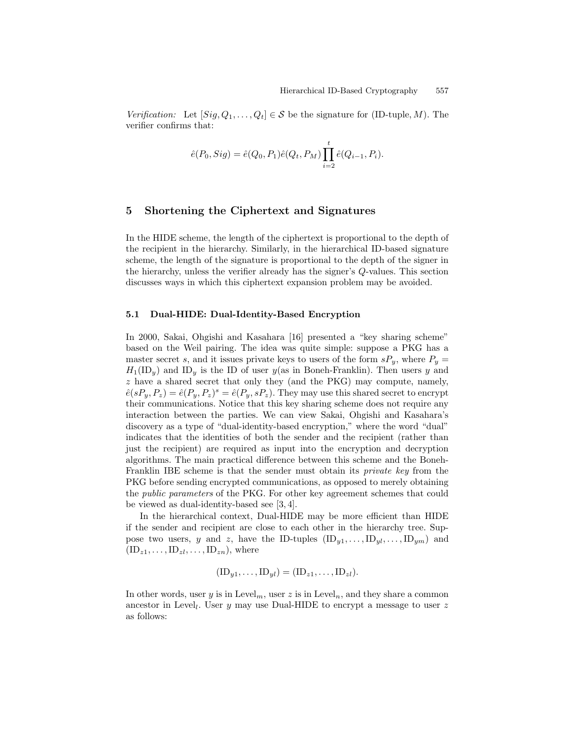*Verification:* Let $[Sig, Q_1, \ldots, Q_t] \in \mathcal{S}$ be the signature for (ID-tuple, $M$). The verifier confirms that:

$$\hat{e}(P_0, Sig) = \hat{e}(Q_0, P_1)\hat{e}(Q_t, P_M)\prod_{i=2}^{t}\hat{e}(Q_{i-1}, P_i).$$

## 5 Shortening the Ciphertext and Signatures

In the HIDE scheme, the length of the ciphertext is proportional to the depth of the recipient in the hierarchy. Similarly, in the hierarchical ID-based signature scheme, the length of the signature is proportional to the depth of the signer in the hierarchy, unless the verifier already has the signer's $Q$-values. This section discusses ways in which this ciphertext expansion problem may be avoided.

### 5.1 Dual-HIDE: Dual-Identity-Based Encryption

In 2000, Sakai, Ohgishi and Kasahara [16] presented a "key sharing scheme" based on the Weil pairing. The idea was quite simple: suppose a PKG has a master secret $s$, and it issues private keys to users of the form $sP_y$, where $P_y = H_1(\mathrm{ID}_y)$ and $\mathrm{ID}_y$ is the ID of user $y$(as in Boneh-Franklin). Then users $y$ and $z$ have a shared secret that only they (and the PKG) may compute, namely, $\hat{e}(sP_y, P_z) = \hat{e}(P_y, P_z)^s = \hat{e}(P_y, sP_z)$. They may use this shared secret to encrypt their communications. Notice that this key sharing scheme does not require any interaction between the parties. We can view Sakai, Ohgishi and Kasahara's discovery as a type of "dual-identity-based encryption," where the word "dual" indicates that the identities of both the sender and the recipient (rather than just the recipient) are required as input into the encryption and decryption algorithms. The main practical difference between this scheme and the Boneh-Franklin IBE scheme is that the sender must obtain its *private key* from the PKG before sending encrypted communications, as opposed to merely obtaining the *public parameters* of the PKG. For other key agreement schemes that could be viewed as dual-identity-based see [3, 4].

In the hierarchical context, Dual-HIDE may be more efficient than HIDE if the sender and recipient are close to each other in the hierarchy tree. Suppose two users, $y$ and $z$, have the ID-tuples $(\mathrm{ID}_{y1}, \ldots, \mathrm{ID}_{yl}, \ldots, \mathrm{ID}_{ym})$ and $(\mathrm{ID}_{z1}, \ldots, \mathrm{ID}_{zl}, \ldots, \mathrm{ID}_{zn})$, where

$$(\mathrm{ID}_{y1}, \ldots, \mathrm{ID}_{yl}) = (\mathrm{ID}_{z1}, \ldots, \mathrm{ID}_{zl}).$$

In other words, user $y$ is in $\mathrm{Level}_m$, user $z$ is in $\mathrm{Level}_n$, and they share a common ancestor in $\mathrm{Level}_l$. User $y$ may use Dual-HIDE to encrypt a message to user $z$ as follows: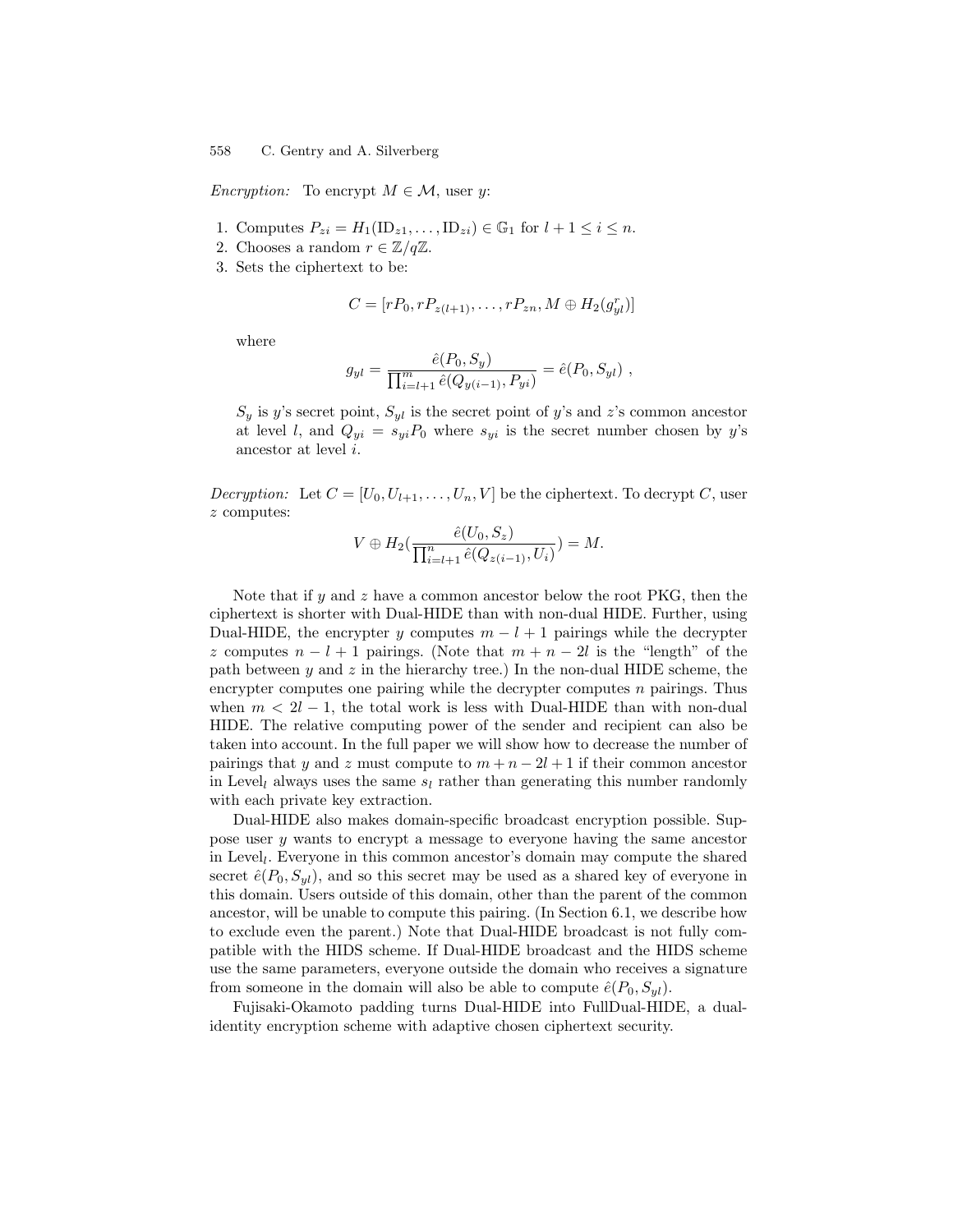*Encryption:* To encrypt $M \in \mathcal{M}$, user $y$:

1. Computes $P_{zi} = H_1(\mathrm{ID}_{z1}, \ldots, \mathrm{ID}_{zi}) \in \mathbb{G}_1$ for $l+1 \le i \le n$.
2. Chooses a random $r \in \mathbb{Z}/q\mathbb{Z}$.
3. Sets the ciphertext to be:

$$C = [rP_0, rP_{z(l+1)}, \ldots, rP_{zn}, M \oplus H_2(g_{yl}^r)]$$

where

$$g_{yl} = \frac{\hat{e}(P_0, S_y)}{\prod_{i=l+1}^{m} \hat{e}(Q_{y(i-1)}, P_{yi})} = \hat{e}(P_0, S_{yl}) \ ,$$

$S_y$ is $y$'s secret point, $S_{yl}$ is the secret point of $y$'s and $z$'s common ancestor at level $l$, and $Q_{yi} = s_{yi}P_0$ where $s_{yi}$ is the secret number chosen by $y$'s ancestor at level $i$.

*Decryption:* Let $C = [U_0, U_{l+1}, \ldots, U_n, V]$ be the ciphertext. To decrypt $C$, user $z$ computes:

$$V \oplus H_2\left(\frac{\hat{e}(U_0, S_z)}{\prod_{i=l+1}^{n} \hat{e}(Q_{z(i-1)}, U_i)}\right) = M.$$

Note that if $y$ and $z$ have a common ancestor below the root PKG, then the ciphertext is shorter with Dual-HIDE than with non-dual HIDE. Further, using Dual-HIDE, the encrypter $y$ computes $m-l+1$ pairings while the decrypter $z$ computes $n-l+1$ pairings. (Note that $m+n-2l$ is the "length" of the path between $y$ and $z$ in the hierarchy tree.) In the non-dual HIDE scheme, the encrypter computes one pairing while the decrypter computes $n$ pairings. Thus when $m < 2l-1$, the total work is less with Dual-HIDE than with non-dual HIDE. The relative computing power of the sender and recipient can also be taken into account. In the full paper we will show how to decrease the number of pairings that $y$ and $z$ must compute to $m+n-2l+1$ if their common ancestor in Level$_l$ always uses the same $s_l$ rather than generating this number randomly with each private key extraction.

Dual-HIDE also makes domain-specific broadcast encryption possible. Suppose user $y$ wants to encrypt a message to everyone having the same ancestor in Level$_l$. Everyone in this common ancestor's domain may compute the shared secret $\hat{e}(P_0, S_{yl})$, and so this secret may be used as a shared key of everyone in this domain. Users outside of this domain, other than the parent of the common ancestor, will be unable to compute this pairing. (In Section 6.1, we describe how to exclude even the parent.) Note that Dual-HIDE broadcast is not fully compatible with the HIDS scheme. If Dual-HIDE broadcast and the HIDS scheme use the same parameters, everyone outside the domain who receives a signature from someone in the domain will also be able to compute $\hat{e}(P_0, S_{yl})$.

Fujisaki-Okamoto padding turns Dual-HIDE into FullDual-HIDE, a dual-identity encryption scheme with adaptive chosen ciphertext security.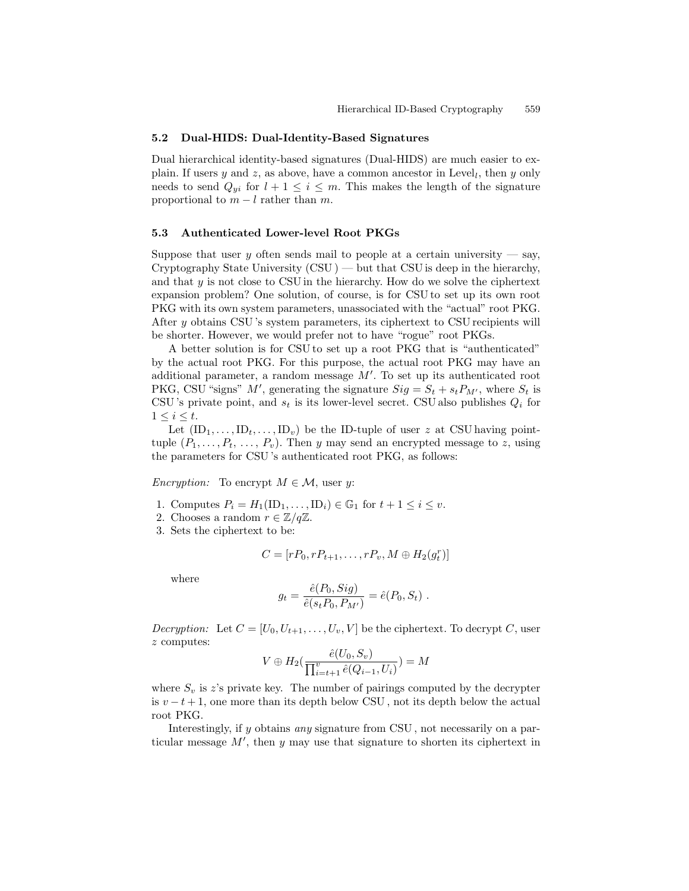### 5.2 Dual-HIDS: Dual-Identity-Based Signatures

Dual hierarchical identity-based signatures (Dual-HIDS) are much easier to explain. If users $y$ and $z$, as above, have a common ancestor in $\text{Level}_l$, then $y$ only needs to send $Q_{yi}$ for $l+1 \le i \le m$. This makes the length of the signature proportional to $m-l$ rather than $m$.

### 5.3 Authenticated Lower-level Root PKGs

Suppose that user $y$ often sends mail to people at a certain university — say, Cryptography State University (CSU) — but that CSU is deep in the hierarchy, and that $y$ is not close to CSU in the hierarchy. How do we solve the ciphertext expansion problem? One solution, of course, is for CSU to set up its own root PKG with its own system parameters, unassociated with the "actual" root PKG. After $y$ obtains CSU's system parameters, its ciphertext to CSU recipients will be shorter. However, we would prefer not to have "rogue" root PKGs.

A better solution is for CSU to set up a root PKG that is "authenticated" by the actual root PKG. For this purpose, the actual root PKG may have an additional parameter, a random message $M'$. To set up its authenticated root PKG, CSU "signs" $M'$, generating the signature $Sig = S_t + s_t P_{M'}$, where $S_t$ is CSU's private point, and $s_t$ is its lower-level secret. CSU also publishes $Q_i$ for $1 \le i \le t$.

Let $(\text{ID}_1, \ldots, \text{ID}_t, \ldots, \text{ID}_v)$ be the ID-tuple of user $z$ at CSU having point-tuple $(P_1, \ldots, P_t, \ldots, P_v)$. Then $y$ may send an encrypted message to $z$, using the parameters for CSU's authenticated root PKG, as follows:

*Encryption:* To encrypt $M \in \mathcal{M}$, user $y$:

1. Computes $P_i = H_1(\text{ID}_1, \ldots, \text{ID}_i) \in \mathbb{G}_1$ for $t+1 \le i \le v$.
2. Chooses a random $r \in \mathbb{Z}/q\mathbb{Z}$.
3. Sets the ciphertext to be:

$$C = [rP_0, rP_{t+1}, \ldots, rP_v, M \oplus H_2(g_t^r)]$$

where

$$g_t = \frac{\hat{e}(P_0, Sig)}{\hat{e}(s_t P_0, P_{M'})} = \hat{e}(P_0, S_t) .$$

*Decryption:* Let $C = [U_0, U_{t+1}, \ldots, U_v, V]$ be the ciphertext. To decrypt $C$, user $z$ computes:

$$V \oplus H_2\left(\frac{\hat{e}(U_0, S_v)}{\prod_{i=t+1}^{v} \hat{e}(Q_{i-1}, U_i)}\right) = M$$

where $S_v$ is $z$'s private key. The number of pairings computed by the decrypter is $v-t+1$, one more than its depth below CSU, not its depth below the actual root PKG.

Interestingly, if $y$ obtains *any* signature from CSU, not necessarily on a particular message $M'$, then $y$ may use that signature to shorten its ciphertext in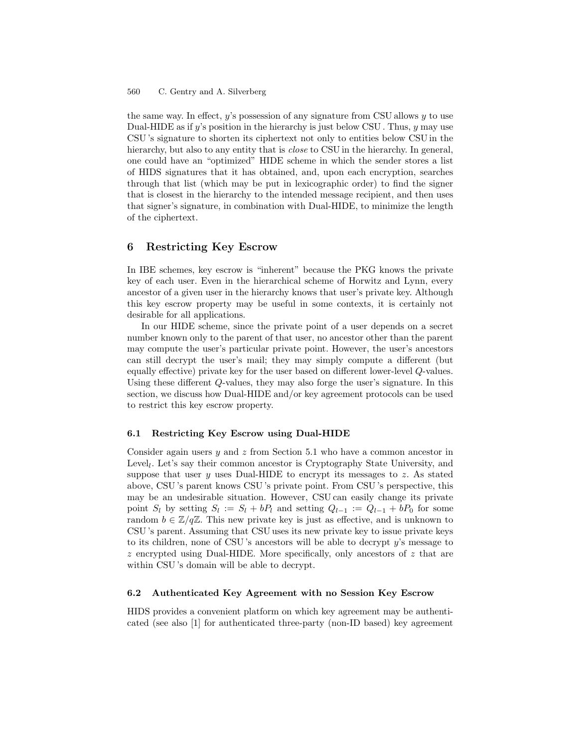the same way. In effect, $y$'s possession of any signature from CSU allows $y$ to use Dual-HIDE as if $y$'s position in the hierarchy is just below CSU. Thus, $y$ may use CSU's signature to shorten its ciphertext not only to entities below CSU in the hierarchy, but also to any entity that is *close* to CSU in the hierarchy. In general, one could have an "optimized" HIDE scheme in which the sender stores a list of HIDS signatures that it has obtained, and, upon each encryption, searches through that list (which may be put in lexicographic order) to find the signer that is closest in the hierarchy to the intended message recipient, and then uses that signer's signature, in combination with Dual-HIDE, to minimize the length of the ciphertext.

## 6 Restricting Key Escrow

In IBE schemes, key escrow is "inherent" because the PKG knows the private key of each user. Even in the hierarchical scheme of Horwitz and Lynn, every ancestor of a given user in the hierarchy knows that user's private key. Although this key escrow property may be useful in some contexts, it is certainly not desirable for all applications.

In our HIDE scheme, since the private point of a user depends on a secret number known only to the parent of that user, no ancestor other than the parent may compute the user's particular private point. However, the user's ancestors can still decrypt the user's mail; they may simply compute a different (but equally effective) private key for the user based on different lower-level $Q$-values. Using these different $Q$-values, they may also forge the user's signature. In this section, we discuss how Dual-HIDE and/or key agreement protocols can be used to restrict this key escrow property.

### 6.1 Restricting Key Escrow using Dual-HIDE

Consider again users $y$ and $z$ from Section 5.1 who have a common ancestor in $\text{Level}_l$. Let's say their common ancestor is Cryptography State University, and suppose that user $y$ uses Dual-HIDE to encrypt its messages to $z$. As stated above, CSU's parent knows CSU's private point. From CSU's perspective, this may be an undesirable situation. However, CSU can easily change its private point $S_l$ by setting $S_l := S_l + bP_l$ and setting $Q_{l-1} := Q_{l-1} + bP_0$ for some random $b \in \mathbb{Z}/q\mathbb{Z}$. This new private key is just as effective, and is unknown to CSU's parent. Assuming that CSU uses its new private key to issue private keys to its children, none of CSU's ancestors will be able to decrypt $y$'s message to $z$ encrypted using Dual-HIDE. More specifically, only ancestors of $z$ that are within CSU's domain will be able to decrypt.

### 6.2 Authenticated Key Agreement with no Session Key Escrow

HIDS provides a convenient platform on which key agreement may be authenticated (see also [1] for authenticated three-party (non-ID based) key agreement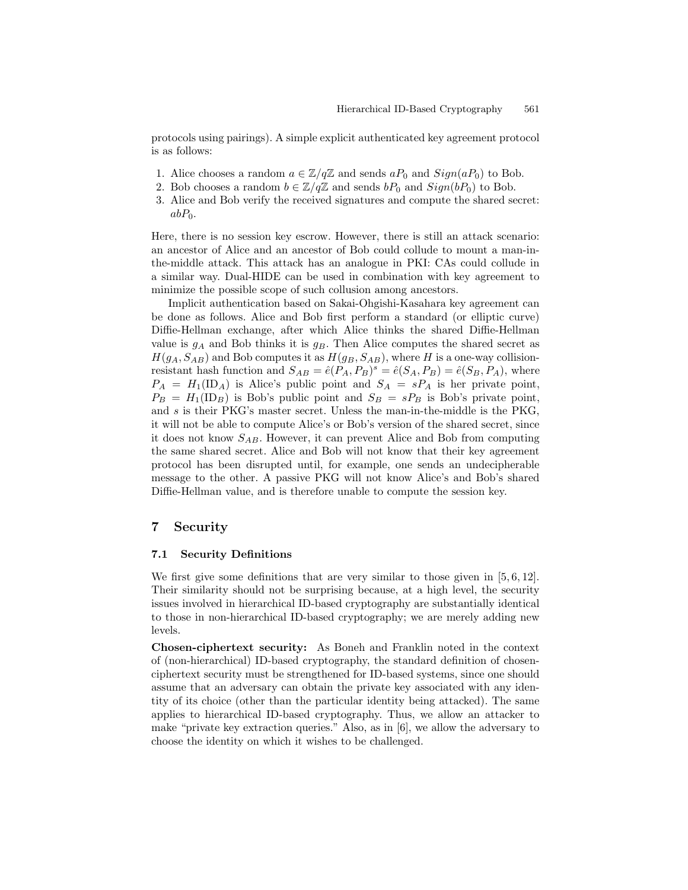protocols using pairings). A simple explicit authenticated key agreement protocol is as follows:

1. Alice chooses a random $a \in \mathbb{Z}/q\mathbb{Z}$ and sends $aP_0$ and $Sign(aP_0)$ to Bob.
2. Bob chooses a random $b \in \mathbb{Z}/q\mathbb{Z}$ and sends $bP_0$ and $Sign(bP_0)$ to Bob.
3. Alice and Bob verify the received signatures and compute the shared secret: $abP_0$.

Here, there is no session key escrow. However, there is still an attack scenario: an ancestor of Alice and an ancestor of Bob could collude to mount a man-in-the-middle attack. This attack has an analogue in PKI: CAs could collude in a similar way. Dual-HIDE can be used in combination with key agreement to minimize the possible scope of such collusion among ancestors.

Implicit authentication based on Sakai-Ohgishi-Kasahara key agreement can be done as follows. Alice and Bob first perform a standard (or elliptic curve) Diffie-Hellman exchange, after which Alice thinks the shared Diffie-Hellman value is $g_A$ and Bob thinks it is $g_B$. Then Alice computes the shared secret as $H(g_A, S_{AB})$ and Bob computes it as $H(g_B, S_{AB})$, where $H$ is a one-way collision-resistant hash function and $S_{AB} = \hat{e}(P_A, P_B)^s = \hat{e}(S_A, P_B) = \hat{e}(S_B, P_A)$, where $P_A = H_1(\mathrm{ID}_A)$ is Alice's public point and $S_A = sP_A$ is her private point, $P_B = H_1(\mathrm{ID}_B)$ is Bob's public point and $S_B = sP_B$ is Bob's private point, and $s$ is their PKG's master secret. Unless the man-in-the-middle is the PKG, it will not be able to compute Alice's or Bob's version of the shared secret, since it does not know $S_{AB}$. However, it can prevent Alice and Bob from computing the same shared secret. Alice and Bob will not know that their key agreement protocol has been disrupted until, for example, one sends an undecipherable message to the other. A passive PKG will not know Alice's and Bob's shared Diffie-Hellman value, and is therefore unable to compute the session key.

## 7 Security

### 7.1 Security Definitions

We first give some definitions that are very similar to those given in [5, 6, 12]. Their similarity should not be surprising because, at a high level, the security issues involved in hierarchical ID-based cryptography are substantially identical to those in non-hierarchical ID-based cryptography; we are merely adding new levels.

**Chosen-ciphertext security:** As Boneh and Franklin noted in the context of (non-hierarchical) ID-based cryptography, the standard definition of chosen-ciphertext security must be strengthened for ID-based systems, since one should assume that an adversary can obtain the private key associated with any identity of its choice (other than the particular identity being attacked). The same applies to hierarchical ID-based cryptography. Thus, we allow an attacker to make "private key extraction queries." Also, as in [6], we allow the adversary to choose the identity on which it wishes to be challenged.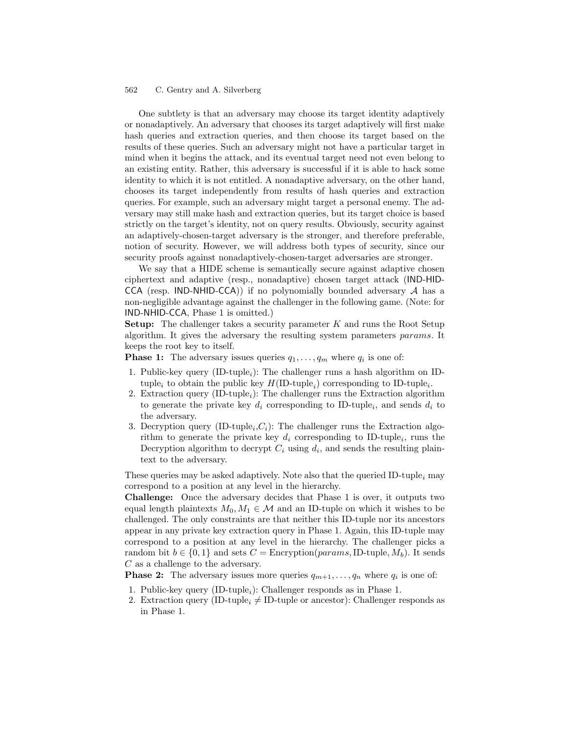One subtlety is that an adversary may choose its target identity adaptively or nonadaptively. An adversary that chooses its target adaptively will first make hash queries and extraction queries, and then choose its target based on the results of these queries. Such an adversary might not have a particular target in mind when it begins the attack, and its eventual target need not even belong to an existing entity. Rather, this adversary is successful if it is able to hack some identity to which it is not entitled. A nonadaptive adversary, on the other hand, chooses its target independently from results of hash queries and extraction queries. For example, such an adversary might target a personal enemy. The adversary may still make hash and extraction queries, but its target choice is based strictly on the target's identity, not on query results. Obviously, security against an adaptively-chosen-target adversary is the stronger, and therefore preferable, notion of security. However, we will address both types of security, since our security proofs against nonadaptively-chosen-target adversaries are stronger.

We say that a HIDE scheme is semantically secure against adaptive chosen ciphertext and adaptive (resp., nonadaptive) chosen target attack (IND-HID-CCA (resp. IND-NHID-CCA)) if no polynomially bounded adversary $\mathcal{A}$ has a non-negligible advantage against the challenger in the following game. (Note: for IND-NHID-CCA, Phase 1 is omitted.)

**Setup:** The challenger takes a security parameter $K$ and runs the Root Setup algorithm. It gives the adversary the resulting system parameters *params*. It keeps the root key to itself.

**Phase 1:** The adversary issues queries $q_1, \ldots, q_m$ where $q_i$ is one of:

1. Public-key query (ID-tuple$_i$): The challenger runs a hash algorithm on ID-tuple$_i$ to obtain the public key $H(\text{ID-tuple}_i)$ corresponding to ID-tuple$_i$.
2. Extraction query (ID-tuple$_i$): The challenger runs the Extraction algorithm to generate the private key $d_i$ corresponding to ID-tuple$_i$, and sends $d_i$ to the adversary.
3. Decryption query (ID-tuple$_i$,$C_i$): The challenger runs the Extraction algorithm to generate the private key $d_i$ corresponding to ID-tuple$_i$, runs the Decryption algorithm to decrypt $C_i$ using $d_i$, and sends the resulting plaintext to the adversary.

These queries may be asked adaptively. Note also that the queried ID-tuple$_i$ may correspond to a position at any level in the hierarchy.

**Challenge:** Once the adversary decides that Phase 1 is over, it outputs two equal length plaintexts $M_0, M_1 \in \mathcal{M}$ and an ID-tuple on which it wishes to be challenged. The only constraints are that neither this ID-tuple nor its ancestors appear in any private key extraction query in Phase 1. Again, this ID-tuple may correspond to a position at any level in the hierarchy. The challenger picks a random bit $b \in \{0, 1\}$ and sets $C = \text{Encryption}(params, \text{ID-tuple}, M_b)$. It sends $C$ as a challenge to the adversary.

**Phase 2:** The adversary issues more queries $q_{m+1}, \ldots, q_n$ where $q_i$ is one of:

1. Public-key query (ID-tuple$_i$): Challenger responds as in Phase 1.
2. Extraction query (ID-tuple$_i \neq$ ID-tuple or ancestor): Challenger responds as in Phase 1.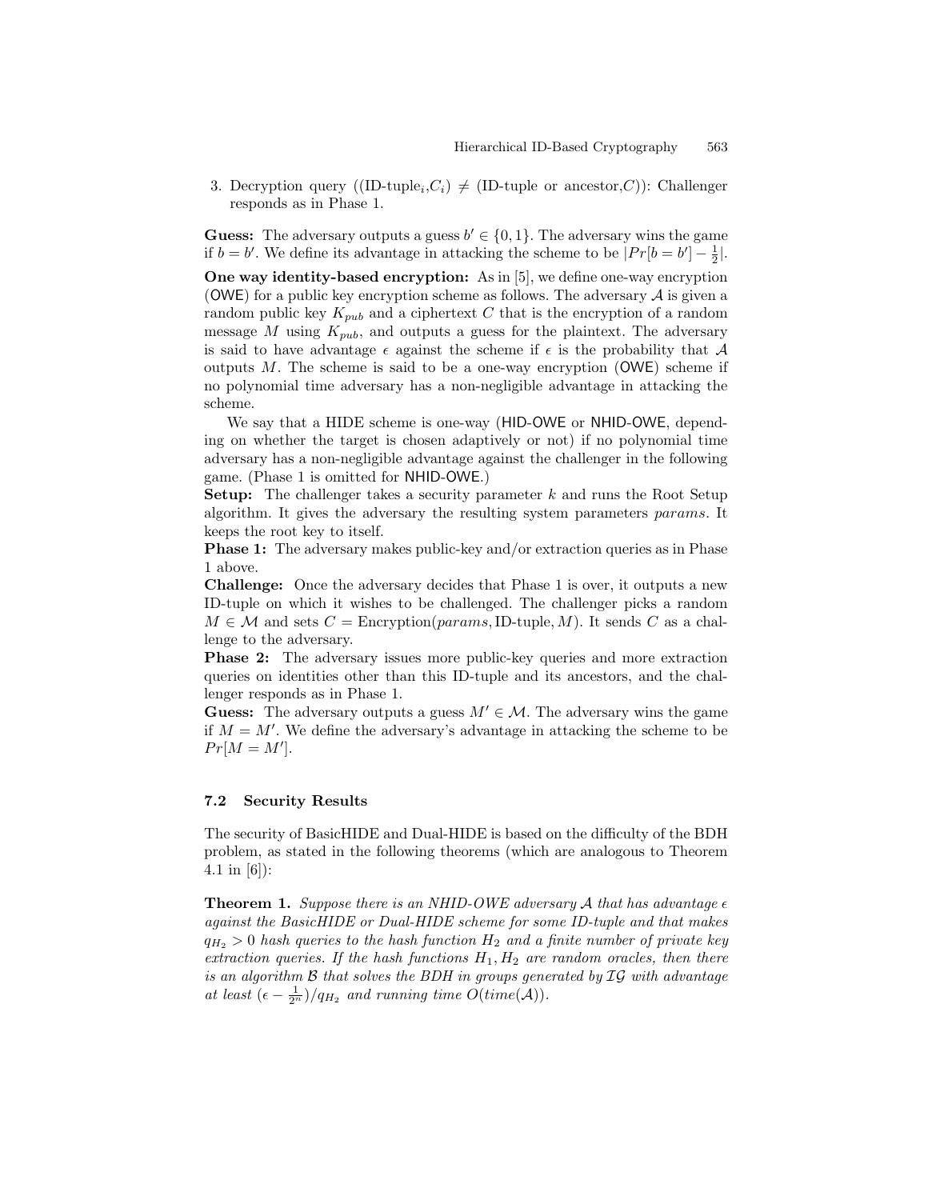3. Decryption query ((ID-tuple$_i$,$C_i$) $\neq$ (ID-tuple or ancestor,$C$)): Challenger responds as in Phase 1.

**Guess:** The adversary outputs a guess $b' \in \{0,1\}$. The adversary wins the game if $b = b'$. We define its advantage in attacking the scheme to be $|Pr[b = b'] - \frac{1}{2}|$.

**One way identity-based encryption:** As in [5], we define one-way encryption (OWE) for a public key encryption scheme as follows. The adversary $\mathcal{A}$ is given a random public key $K_{pub}$ and a ciphertext $C$ that is the encryption of a random message $M$ using $K_{pub}$, and outputs a guess for the plaintext. The adversary is said to have advantage $\epsilon$ against the scheme if $\epsilon$ is the probability that $\mathcal{A}$ outputs $M$. The scheme is said to be a one-way encryption (OWE) scheme if no polynomial time adversary has a non-negligible advantage in attacking the scheme.

We say that a HIDE scheme is one-way (HID-OWE or NHID-OWE, depending on whether the target is chosen adaptively or not) if no polynomial time adversary has a non-negligible advantage against the challenger in the following game. (Phase 1 is omitted for NHID-OWE.)

**Setup:** The challenger takes a security parameter $k$ and runs the Root Setup algorithm. It gives the adversary the resulting system parameters *params*. It keeps the root key to itself.

**Phase 1:** The adversary makes public-key and/or extraction queries as in Phase 1 above.

**Challenge:** Once the adversary decides that Phase 1 is over, it outputs a new ID-tuple on which it wishes to be challenged. The challenger picks a random $M \in \mathcal{M}$ and sets $C = \text{Encryption}(params, \text{ID-tuple}, M)$. It sends $C$ as a challenge to the adversary.

**Phase 2:** The adversary issues more public-key queries and more extraction queries on identities other than this ID-tuple and its ancestors, and the challenger responds as in Phase 1.

**Guess:** The adversary outputs a guess $M' \in \mathcal{M}$. The adversary wins the game if $M = M'$. We define the adversary's advantage in attacking the scheme to be $Pr[M = M']$.

### 7.2 Security Results

The security of BasicHIDE and Dual-HIDE is based on the difficulty of the BDH problem, as stated in the following theorems (which are analogous to Theorem 4.1 in [6]):

**Theorem 1.** *Suppose there is an NHID-OWE adversary $\mathcal{A}$ that has advantage $\epsilon$ against the BasicHIDE or Dual-HIDE scheme for some ID-tuple and that makes $q_{H_2} > 0$ hash queries to the hash function $H_2$ and a finite number of private key extraction queries. If the hash functions $H_1, H_2$ are random oracles, then there is an algorithm $\mathcal{B}$ that solves the BDH in groups generated by $\mathcal{IG}$ with advantage at least $(\epsilon - \frac{1}{2^n})/q_{H_2}$ and running time $O(time(\mathcal{A}))$.*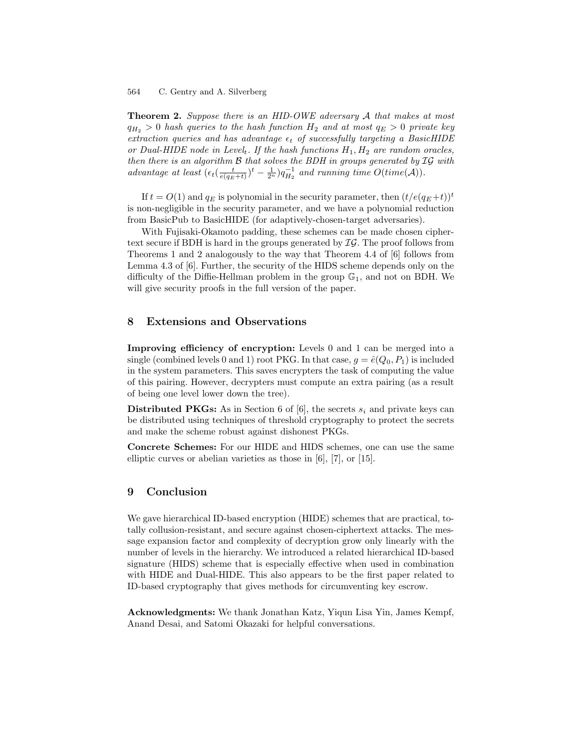**Theorem 2.** *Suppose there is an HID-OWE adversary $\mathcal{A}$ that makes at most $q_{H_2} > 0$ hash queries to the hash function $H_2$ and at most $q_E > 0$ private key extraction queries and has advantage $\epsilon_t$ of successfully targeting a BasicHIDE or Dual-HIDE node in Level$_t$. If the hash functions $H_1, H_2$ are random oracles, then there is an algorithm $\mathcal{B}$ that solves the BDH in groups generated by $\mathcal{IG}$ with advantage at least $(\epsilon_t(\frac{t}{e(q_E+t)})^t - \frac{1}{2^n})q_{H_2}^{-1}$ and running time $O(time(\mathcal{A}))$.*

If $t = O(1)$ and $q_E$ is polynomial in the security parameter, then $(t/e(q_E+t))^t$ is non-negligible in the security parameter, and we have a polynomial reduction from BasicPub to BasicHIDE (for adaptively-chosen-target adversaries).

With Fujisaki-Okamoto padding, these schemes can be made chosen ciphertext secure if BDH is hard in the groups generated by $\mathcal{IG}$. The proof follows from Theorems 1 and 2 analogously to the way that Theorem 4.4 of [6] follows from Lemma 4.3 of [6]. Further, the security of the HIDS scheme depends only on the difficulty of the Diffie-Hellman problem in the group $\mathbb{G}_1$, and not on BDH. We will give security proofs in the full version of the paper.

## 8 Extensions and Observations

**Improving efficiency of encryption:** Levels 0 and 1 can be merged into a single (combined levels 0 and 1) root PKG. In that case, $g = \hat{e}(Q_0, P_1)$ is included in the system parameters. This saves encrypters the task of computing the value of this pairing. However, decrypters must compute an extra pairing (as a result of being one level lower down the tree).

**Distributed PKGs:** As in Section 6 of [6], the secrets $s_i$ and private keys can be distributed using techniques of threshold cryptography to protect the secrets and make the scheme robust against dishonest PKGs.

**Concrete Schemes:** For our HIDE and HIDS schemes, one can use the same elliptic curves or abelian varieties as those in [6], [7], or [15].

## 9 Conclusion

We gave hierarchical ID-based encryption (HIDE) schemes that are practical, totally collusion-resistant, and secure against chosen-ciphertext attacks. The message expansion factor and complexity of decryption grow only linearly with the number of levels in the hierarchy. We introduced a related hierarchical ID-based signature (HIDS) scheme that is especially effective when used in combination with HIDE and Dual-HIDE. This also appears to be the first paper related to ID-based cryptography that gives methods for circumventing key escrow.

**Acknowledgments:** We thank Jonathan Katz, Yiqun Lisa Yin, James Kempf, Anand Desai, and Satomi Okazaki for helpful conversations.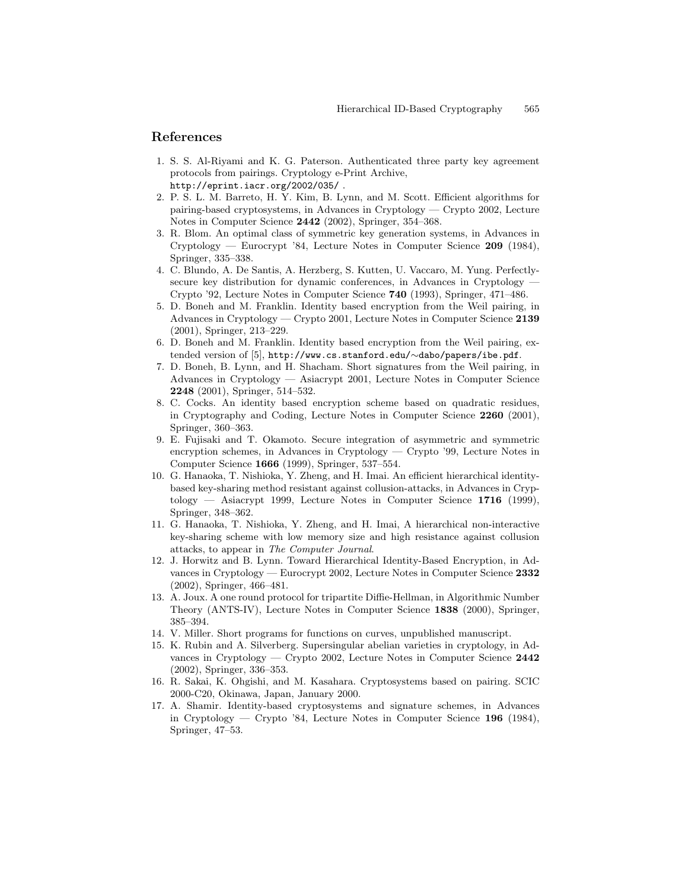## References

1. S. S. Al-Riyami and K. G. Paterson. Authenticated three party key agreement protocols from pairings. Cryptology e-Print Archive, `http://eprint.iacr.org/2002/035/` .
2. P. S. L. M. Barreto, H. Y. Kim, B. Lynn, and M. Scott. Efficient algorithms for pairing-based cryptosystems, in Advances in Cryptology — Crypto 2002, Lecture Notes in Computer Science **2442** (2002), Springer, 354–368.
3. R. Blom. An optimal class of symmetric key generation systems, in Advances in Cryptology — Eurocrypt '84, Lecture Notes in Computer Science **209** (1984), Springer, 335–338.
4. C. Blundo, A. De Santis, A. Herzberg, S. Kutten, U. Vaccaro, M. Yung. Perfectly-secure key distribution for dynamic conferences, in Advances in Cryptology — Crypto '92, Lecture Notes in Computer Science **740** (1993), Springer, 471–486.
5. D. Boneh and M. Franklin. Identity based encryption from the Weil pairing, in Advances in Cryptology — Crypto 2001, Lecture Notes in Computer Science **2139** (2001), Springer, 213–229.
6. D. Boneh and M. Franklin. Identity based encryption from the Weil pairing, extended version of [5], `http://www.cs.stanford.edu/~dabo/papers/ibe.pdf`.
7. D. Boneh, B. Lynn, and H. Shacham. Short signatures from the Weil pairing, in Advances in Cryptology — Asiacrypt 2001, Lecture Notes in Computer Science **2248** (2001), Springer, 514–532.
8. C. Cocks. An identity based encryption scheme based on quadratic residues, in Cryptography and Coding, Lecture Notes in Computer Science **2260** (2001), Springer, 360–363.
9. E. Fujisaki and T. Okamoto. Secure integration of asymmetric and symmetric encryption schemes, in Advances in Cryptology — Crypto '99, Lecture Notes in Computer Science **1666** (1999), Springer, 537–554.
10. G. Hanaoka, T. Nishioka, Y. Zheng, and H. Imai. An efficient hierarchical identity-based key-sharing method resistant against collusion-attacks, in Advances in Cryptology — Asiacrypt 1999, Lecture Notes in Computer Science **1716** (1999), Springer, 348–362.
11. G. Hanaoka, T. Nishioka, Y. Zheng, and H. Imai, A hierarchical non-interactive key-sharing scheme with low memory size and high resistance against collusion attacks, to appear in *The Computer Journal*.
12. J. Horwitz and B. Lynn. Toward Hierarchical Identity-Based Encryption, in Advances in Cryptology — Eurocrypt 2002, Lecture Notes in Computer Science **2332** (2002), Springer, 466–481.
13. A. Joux. A one round protocol for tripartite Diffie-Hellman, in Algorithmic Number Theory (ANTS-IV), Lecture Notes in Computer Science **1838** (2000), Springer, 385–394.
14. V. Miller. Short programs for functions on curves, unpublished manuscript.
15. K. Rubin and A. Silverberg. Supersingular abelian varieties in cryptology, in Advances in Cryptology — Crypto 2002, Lecture Notes in Computer Science **2442** (2002), Springer, 336–353.
16. R. Sakai, K. Ohgishi, and M. Kasahara. Cryptosystems based on pairing. SCIC 2000-C20, Okinawa, Japan, January 2000.
17. A. Shamir. Identity-based cryptosystems and signature schemes, in Advances in Cryptology — Crypto '84, Lecture Notes in Computer Science **196** (1984), Springer, 47–53.